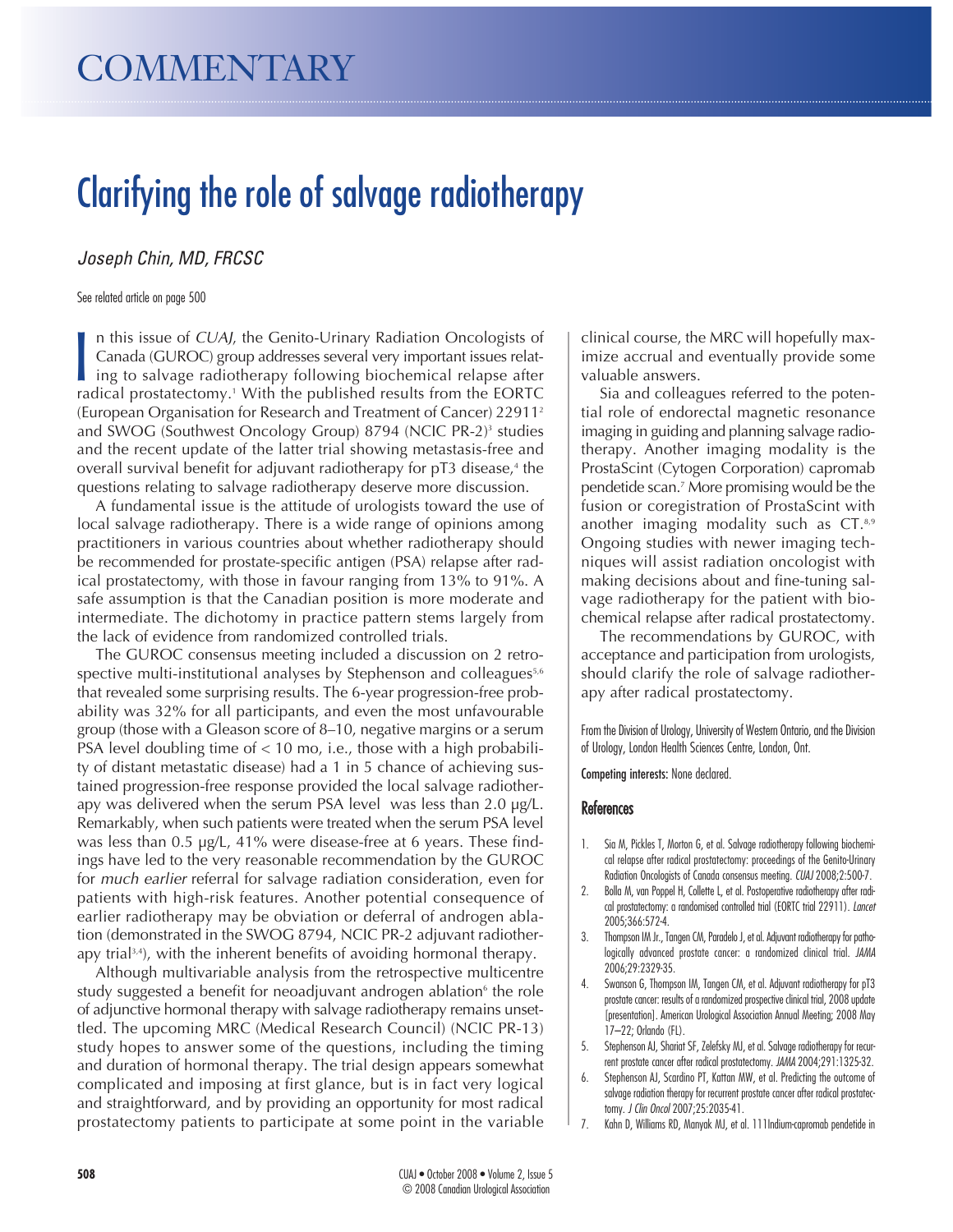# COMMENTARY

# Clarifying the role of salvage radiotherapy

*Joseph Chin, MD, FRCSC*

See related article on page 500

In this issue of *CUAJ*, the Genito-Urinary Radiation Oncologists of Canada (GUROC) group addresses several very important issues relating to salvage radiotherapy following biochemical relapse after radical prostatectomy.[1] With the published results from the EORTC (European Organisation for Research and Treatment of Cancer) 22911[2] and SWOG (Southwest Oncology Group) 8794 (NCIC PR-2)[3] studies and the recent update of the latter trial showing metastasis-free and overall survival benefit for adjuvant radiotherapy for pT3 disease,[4] the questions relating to salvage radiotherapy deserve more discussion.

A fundamental issue is the attitude of urologists toward the use of local salvage radiotherapy. There is a wide range of opinions among practitioners in various countries about whether radiotherapy should be recommended for prostate-specific antigen (PSA) relapse after radical prostatectomy, with those in favour ranging from 13% to 91%. A safe assumption is that the Canadian position is more moderate and intermediate. The dichotomy in practice pattern stems largely from the lack of evidence from randomized controlled trials.

The GUROC consensus meeting included a discussion on 2 retrospective multi-institutional analyses by Stephenson and colleagues[5,6] that revealed some surprising results. The 6-year progression-free probability was 32% for all participants, and even the most unfavourable group (those with a Gleason score of 8–10, negative margins or a serum PSA level doubling time of < 10 mo, i.e., those with a high probability of distant metastatic disease) had a 1 in 5 chance of achieving sustained progression-free response provided the local salvage radiotherapy was delivered when the serum PSA level was less than 2.0 µg/L. Remarkably, when such patients were treated when the serum PSA level was less than 0.5 µg/L, 41% were disease-free at 6 years. These findings have led to the very reasonable recommendation by the GUROC for *much earlier* referral for salvage radiation consideration, even for patients with high-risk features. Another potential consequence of earlier radiotherapy may be obviation or deferral of androgen ablation (demonstrated in the SWOG 8794, NCIC PR-2 adjuvant radiotherapy trial[3,4]), with the inherent benefits of avoiding hormonal therapy.

Although multivariable analysis from the retrospective multicentre study suggested a benefit for neoadjuvant androgen ablation[6] the role of adjunctive hormonal therapy with salvage radiotherapy remains unsettled. The upcoming MRC (Medical Research Council) (NCIC PR-13) study hopes to answer some of the questions, including the timing and duration of hormonal therapy. The trial design appears somewhat complicated and imposing at first glance, but is in fact very logical and straightforward, and by providing an opportunity for most radical prostatectomy patients to participate at some point in the variable clinical course, the MRC will hopefully maximize accrual and eventually provide some valuable answers.

Sia and colleagues referred to the potential role of endorectal magnetic resonance imaging in guiding and planning salvage radiotherapy. Another imaging modality is the ProstaScint (Cytogen Corporation) capromab pendetide scan.[7] More promising would be the fusion or coregistration of ProstaScint with another imaging modality such as CT.[8,9] Ongoing studies with newer imaging techniques will assist radiation oncologist with making decisions about and fine-tuning salvage radiotherapy for the patient with biochemical relapse after radical prostatectomy.

The recommendations by GUROC, with acceptance and participation from urologists, should clarify the role of salvage radiotherapy after radical prostatectomy.

From the Division of Urology, University of Western Ontario, and the Division of Urology, London Health Sciences Centre, London, Ont.

**Competing interests:** None declared.

## References

1. Sia M, Pickles T, Morton G, et al. Salvage radiotherapy following biochemical relapse after radical prostatectomy: proceedings of the Genito-Urinary Radiation Oncologists of Canada consensus meeting. *CUAJ* 2008;2:500-7.
2. Bolla M, van Poppel H, Collette L, et al. Postoperative radiotherapy after radical prostatectomy: a randomised controlled trial (EORTC trial 22911). *Lancet* 2005;366:572-4.
3. Thompson IM Jr., Tangen CM, Paradelo J, et al. Adjuvant radiotherapy for pathologically advanced prostate cancer: a randomized clinical trial. *JAMA* 2006;29:2329-35.
4. Swanson G, Thompson IM, Tangen CM, et al. Adjuvant radiotherapy for pT3 prostate cancer: results of a randomized prospective clinical trial, 2008 update [presentation]. American Urological Association Annual Meeting; 2008 May 17–22; Orlando (FL).
5. Stephenson AJ, Shariat SF, Zelefsky MJ, et al. Salvage radiotherapy for recurrent prostate cancer after radical prostatectomy. *JAMA* 2004;291:1325-32.
6. Stephenson AJ, Scardino PT, Kattan MW, et al. Predicting the outcome of salvage radiation therapy for recurrent prostate cancer after radical prostatectomy. *J Clin Oncol* 2007;25:2035-41.
7. Kahn D, Williams RD, Manyak MJ, et al. 111Indium-capromab pendetide in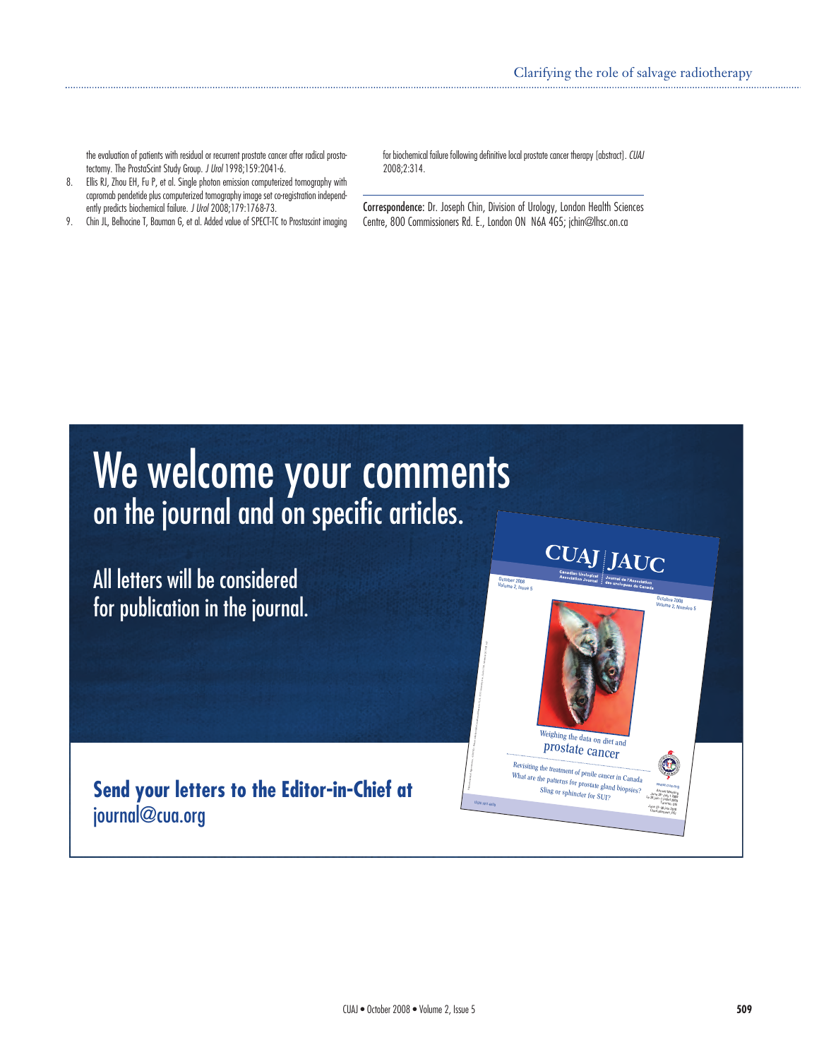the evaluation of patients with residual or recurrent prostate cancer after radical prostatectomy. The ProstaScint Study Group. *J Urol* 1998;159:2041-6.

8. Ellis RJ, Zhou EH, Fu P, et al. Single photon emission computerized tomography with capromab pendetide plus computerized tomography image set co-registration independently predicts biochemical failure. *J Urol* 2008;179:1768-73.
9. Chin JL, Belhocine T, Bauman G, et al. Added value of SPECT-TC to Prostascint imaging for biochemical failure following definitive local prostate cancer therapy [abstract]. *CUAJ* 2008;2:314.

**Correspondence:** Dr. Joseph Chin, Division of Urology, London Health Sciences Centre, 800 Commissioners Rd. E., London ON N6A 4G5; jchin@lhsc.on.ca

# We welcome your comments
## on the journal and on specific articles.

All letters will be considered for publication in the journal.

**Send your letters to the Editor-in-Chief at**
journal@cua.org